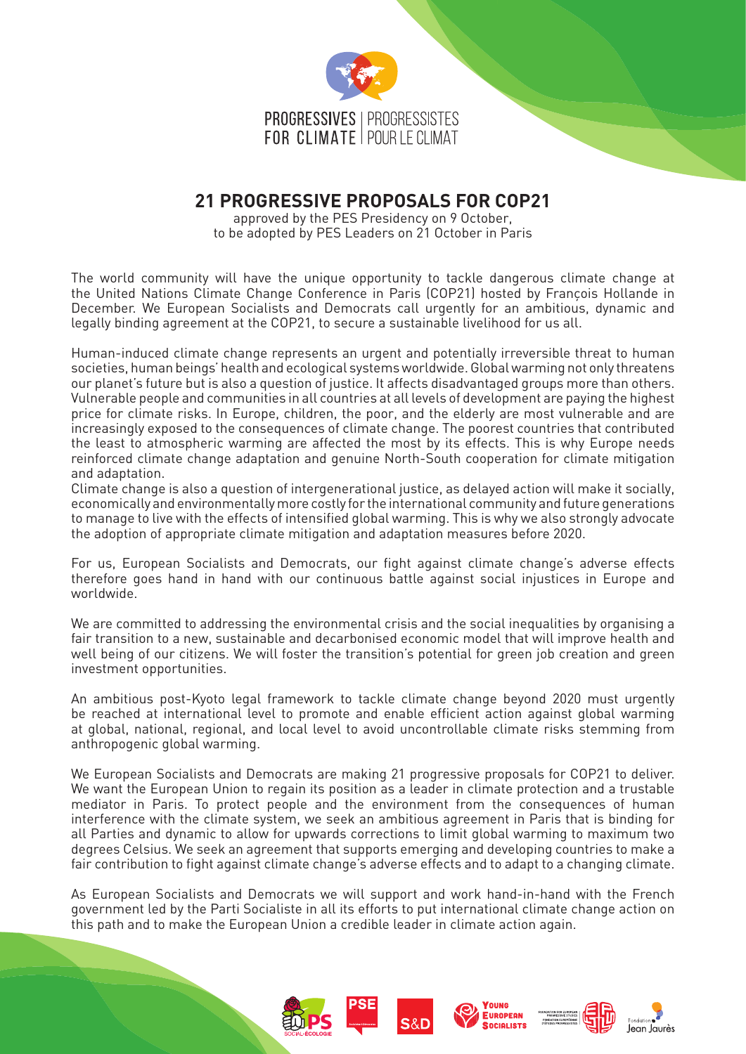PROGRESSIVES FOR CLIMATE | PROGRESSISTES POUR LE CLIMAT

# 21 PROGRESSIVE PROPOSALS FOR COP21

approved by the PES Presidency on 9 October,
to be adopted by PES Leaders on 21 October in Paris

The world community will have the unique opportunity to tackle dangerous climate change at the United Nations Climate Change Conference in Paris (COP21) hosted by François Hollande in December. We European Socialists and Democrats call urgently for an ambitious, dynamic and legally binding agreement at the COP21, to secure a sustainable livelihood for us all.

Human-induced climate change represents an urgent and potentially irreversible threat to human societies, human beings' health and ecological systems worldwide. Global warming not only threatens our planet's future but is also a question of justice. It affects disadvantaged groups more than others. Vulnerable people and communities in all countries at all levels of development are paying the highest price for climate risks. In Europe, children, the poor, and the elderly are most vulnerable and are increasingly exposed to the consequences of climate change. The poorest countries that contributed the least to atmospheric warming are affected the most by its effects. This is why Europe needs reinforced climate change adaptation and genuine North-South cooperation for climate mitigation and adaptation.
Climate change is also a question of intergenerational justice, as delayed action will make it socially, economically and environmentally more costly for the international community and future generations to manage to live with the effects of intensified global warming. This is why we also strongly advocate the adoption of appropriate climate mitigation and adaptation measures before 2020.

For us, European Socialists and Democrats, our fight against climate change's adverse effects therefore goes hand in hand with our continuous battle against social injustices in Europe and worldwide.

We are committed to addressing the environmental crisis and the social inequalities by organising a fair transition to a new, sustainable and decarbonised economic model that will improve health and well being of our citizens. We will foster the transition's potential for green job creation and green investment opportunities.

An ambitious post-Kyoto legal framework to tackle climate change beyond 2020 must urgently be reached at international level to promote and enable efficient action against global warming at global, national, regional, and local level to avoid uncontrollable climate risks stemming from anthropogenic global warming.

We European Socialists and Democrats are making 21 progressive proposals for COP21 to deliver. We want the European Union to regain its position as a leader in climate protection and a trustable mediator in Paris. To protect people and the environment from the consequences of human interference with the climate system, we seek an ambitious agreement in Paris that is binding for all Parties and dynamic to allow for upwards corrections to limit global warming to maximum two degrees Celsius. We seek an agreement that supports emerging and developing countries to make a fair contribution to fight against climate change's adverse effects and to adapt to a changing climate.

As European Socialists and Democrats we will support and work hand-in-hand with the French government led by the Parti Socialiste in all its efforts to put international climate change action on this path and to make the European Union a credible leader in climate action again.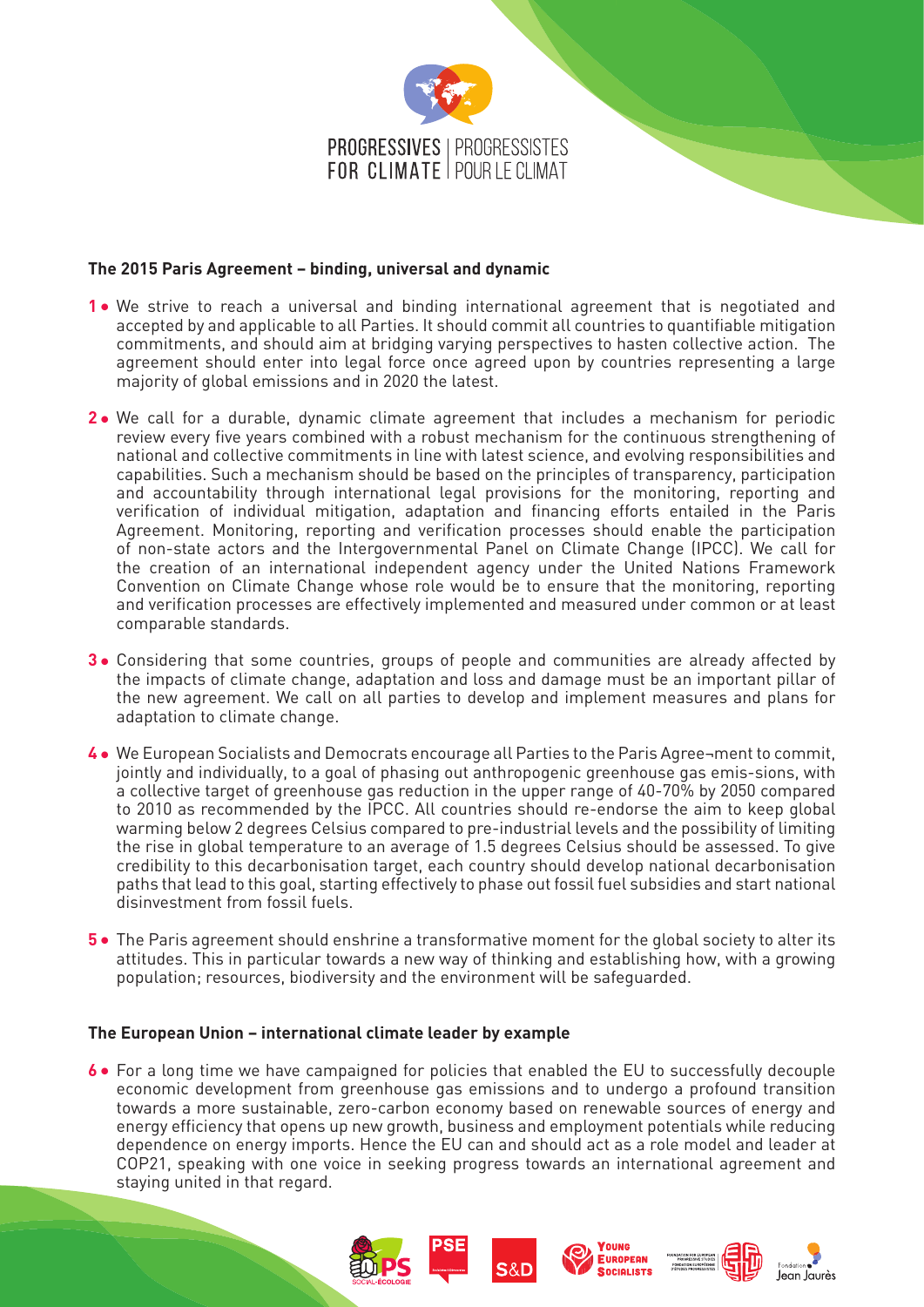## The 2015 Paris Agreement – binding, universal and dynamic

**1** • We strive to reach a universal and binding international agreement that is negotiated and accepted by and applicable to all Parties. It should commit all countries to quantifiable mitigation commitments, and should aim at bridging varying perspectives to hasten collective action. The agreement should enter into legal force once agreed upon by countries representing a large majority of global emissions and in 2020 the latest.

**2** • We call for a durable, dynamic climate agreement that includes a mechanism for periodic review every five years combined with a robust mechanism for the continuous strengthening of national and collective commitments in line with latest science, and evolving responsibilities and capabilities. Such a mechanism should be based on the principles of transparency, participation and accountability through international legal provisions for the monitoring, reporting and verification of individual mitigation, adaptation and financing efforts entailed in the Paris Agreement. Monitoring, reporting and verification processes should enable the participation of non-state actors and the Intergovernmental Panel on Climate Change (IPCC). We call for the creation of an international independent agency under the United Nations Framework Convention on Climate Change whose role would be to ensure that the monitoring, reporting and verification processes are effectively implemented and measured under common or at least comparable standards.

**3** • Considering that some countries, groups of people and communities are already affected by the impacts of climate change, adaptation and loss and damage must be an important pillar of the new agreement. We call on all parties to develop and implement measures and plans for adaptation to climate change.

**4** • We European Socialists and Democrats encourage all Parties to the Paris Agree¬ment to commit, jointly and individually, to a goal of phasing out anthropogenic greenhouse gas emis-sions, with a collective target of greenhouse gas reduction in the upper range of 40-70% by 2050 compared to 2010 as recommended by the IPCC. All countries should re-endorse the aim to keep global warming below 2 degrees Celsius compared to pre-industrial levels and the possibility of limiting the rise in global temperature to an average of 1.5 degrees Celsius should be assessed. To give credibility to this decarbonisation target, each country should develop national decarbonisation paths that lead to this goal, starting effectively to phase out fossil fuel subsidies and start national disinvestment from fossil fuels.

**5** • The Paris agreement should enshrine a transformative moment for the global society to alter its attitudes. This in particular towards a new way of thinking and establishing how, with a growing population; resources, biodiversity and the environment will be safeguarded.

## The European Union – international climate leader by example

**6** • For a long time we have campaigned for policies that enabled the EU to successfully decouple economic development from greenhouse gas emissions and to undergo a profound transition towards a more sustainable, zero-carbon economy based on renewable sources of energy and energy efficiency that opens up new growth, business and employment potentials while reducing dependence on energy imports. Hence the EU can and should act as a role model and leader at COP21, speaking with one voice in seeking progress towards an international agreement and staying united in that regard.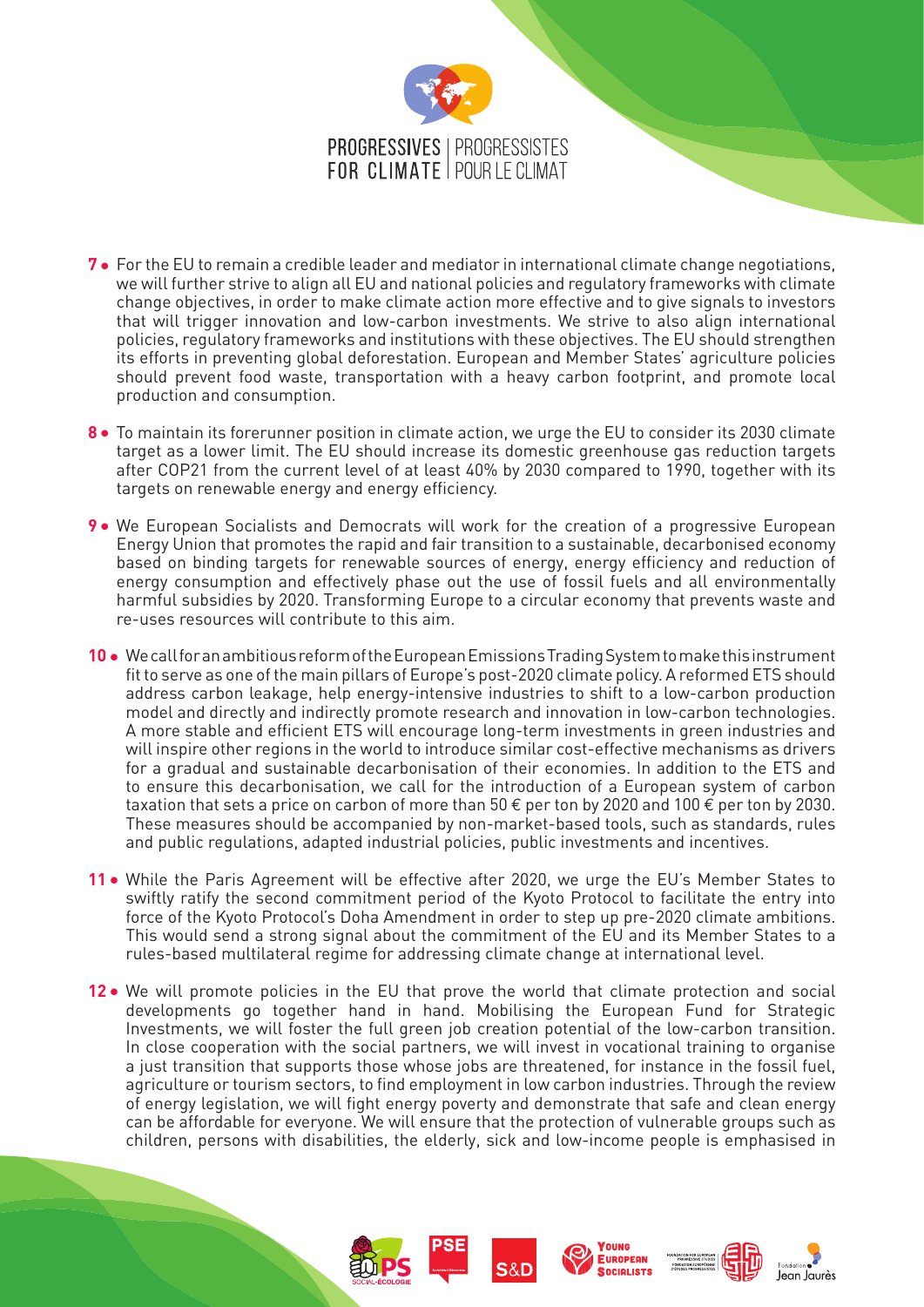7 • For the EU to remain a credible leader and mediator in international climate change negotiations, we will further strive to align all EU and national policies and regulatory frameworks with climate change objectives, in order to make climate action more effective and to give signals to investors that will trigger innovation and low-carbon investments. We strive to also align international policies, regulatory frameworks and institutions with these objectives. The EU should strengthen its efforts in preventing global deforestation. European and Member States' agriculture policies should prevent food waste, transportation with a heavy carbon footprint, and promote local production and consumption.

8 • To maintain its forerunner position in climate action, we urge the EU to consider its 2030 climate target as a lower limit. The EU should increase its domestic greenhouse gas reduction targets after COP21 from the current level of at least 40% by 2030 compared to 1990, together with its targets on renewable energy and energy efficiency.

9 • We European Socialists and Democrats will work for the creation of a progressive European Energy Union that promotes the rapid and fair transition to a sustainable, decarbonised economy based on binding targets for renewable sources of energy, energy efficiency and reduction of energy consumption and effectively phase out the use of fossil fuels and all environmentally harmful subsidies by 2020. Transforming Europe to a circular economy that prevents waste and re-uses resources will contribute to this aim.

10 • We call for an ambitious reform of the European Emissions Trading System to make this instrument fit to serve as one of the main pillars of Europe's post-2020 climate policy. A reformed ETS should address carbon leakage, help energy-intensive industries to shift to a low-carbon production model and directly and indirectly promote research and innovation in low-carbon technologies. A more stable and efficient ETS will encourage long-term investments in green industries and will inspire other regions in the world to introduce similar cost-effective mechanisms as drivers for a gradual and sustainable decarbonisation of their economies. In addition to the ETS and to ensure this decarbonisation, we call for the introduction of a European system of carbon taxation that sets a price on carbon of more than 50 € per ton by 2020 and 100 € per ton by 2030. These measures should be accompanied by non-market-based tools, such as standards, rules and public regulations, adapted industrial policies, public investments and incentives.

11 • While the Paris Agreement will be effective after 2020, we urge the EU's Member States to swiftly ratify the second commitment period of the Kyoto Protocol to facilitate the entry into force of the Kyoto Protocol's Doha Amendment in order to step up pre-2020 climate ambitions. This would send a strong signal about the commitment of the EU and its Member States to a rules-based multilateral regime for addressing climate change at international level.

12 • We will promote policies in the EU that prove the world that climate protection and social developments go together hand in hand. Mobilising the European Fund for Strategic Investments, we will foster the full green job creation potential of the low-carbon transition. In close cooperation with the social partners, we will invest in vocational training to organise a just transition that supports those whose jobs are threatened, for instance in the fossil fuel, agriculture or tourism sectors, to find employment in low carbon industries. Through the review of energy legislation, we will fight energy poverty and demonstrate that safe and clean energy can be affordable for everyone. We will ensure that the protection of vulnerable groups such as children, persons with disabilities, the elderly, sick and low-income people is emphasised in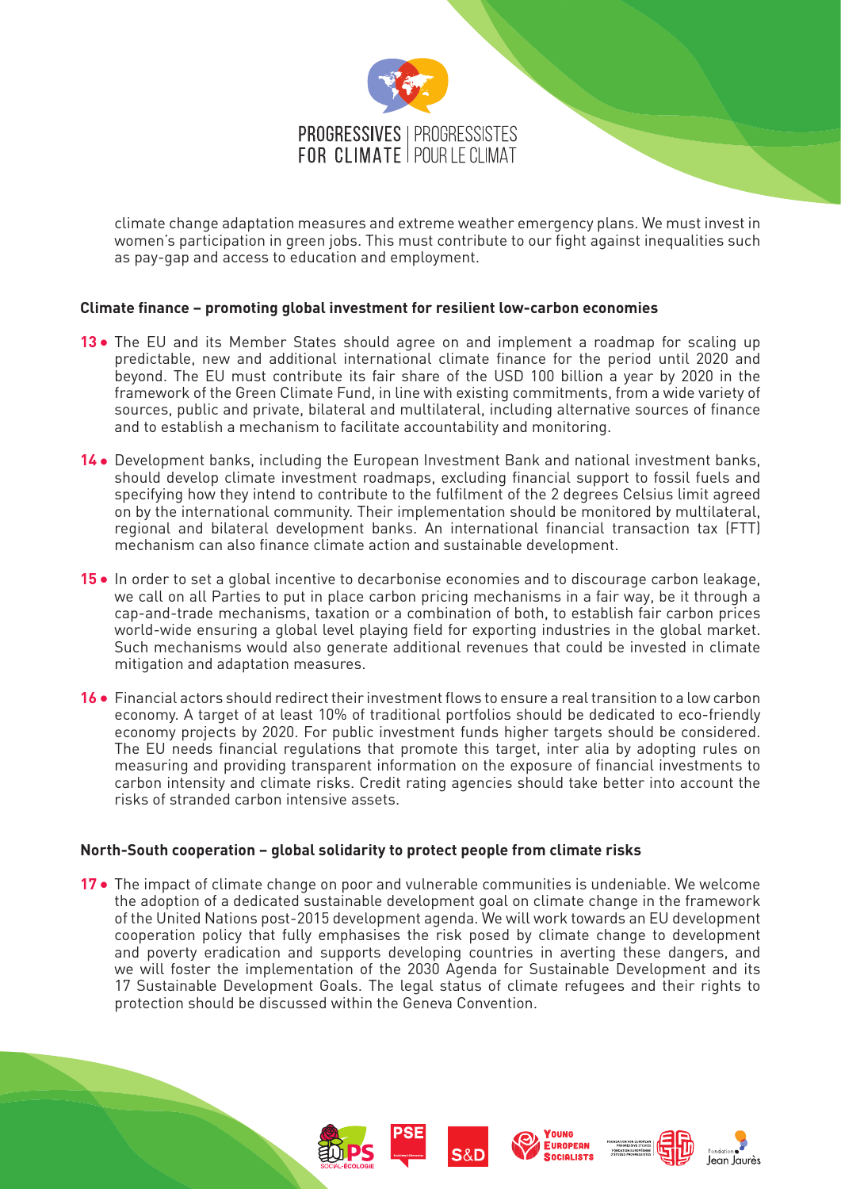climate change adaptation measures and extreme weather emergency plans. We must invest in women's participation in green jobs. This must contribute to our fight against inequalities such as pay-gap and access to education and employment.

**Climate finance – promoting global investment for resilient low-carbon economies**

**13** • The EU and its Member States should agree on and implement a roadmap for scaling up predictable, new and additional international climate finance for the period until 2020 and beyond. The EU must contribute its fair share of the USD 100 billion a year by 2020 in the framework of the Green Climate Fund, in line with existing commitments, from a wide variety of sources, public and private, bilateral and multilateral, including alternative sources of finance and to establish a mechanism to facilitate accountability and monitoring.

**14** • Development banks, including the European Investment Bank and national investment banks, should develop climate investment roadmaps, excluding financial support to fossil fuels and specifying how they intend to contribute to the fulfilment of the 2 degrees Celsius limit agreed on by the international community. Their implementation should be monitored by multilateral, regional and bilateral development banks. An international financial transaction tax (FTT) mechanism can also finance climate action and sustainable development.

**15** • In order to set a global incentive to decarbonise economies and to discourage carbon leakage, we call on all Parties to put in place carbon pricing mechanisms in a fair way, be it through a cap-and-trade mechanisms, taxation or a combination of both, to establish fair carbon prices world-wide ensuring a global level playing field for exporting industries in the global market. Such mechanisms would also generate additional revenues that could be invested in climate mitigation and adaptation measures.

**16** • Financial actors should redirect their investment flows to ensure a real transition to a low carbon economy. A target of at least 10% of traditional portfolios should be dedicated to eco-friendly economy projects by 2020. For public investment funds higher targets should be considered. The EU needs financial regulations that promote this target, inter alia by adopting rules on measuring and providing transparent information on the exposure of financial investments to carbon intensity and climate risks. Credit rating agencies should take better into account the risks of stranded carbon intensive assets.

**North-South cooperation – global solidarity to protect people from climate risks**

**17** • The impact of climate change on poor and vulnerable communities is undeniable. We welcome the adoption of a dedicated sustainable development goal on climate change in the framework of the United Nations post-2015 development agenda. We will work towards an EU development cooperation policy that fully emphasises the risk posed by climate change to development and poverty eradication and supports developing countries in averting these dangers, and we will foster the implementation of the 2030 Agenda for Sustainable Development and its 17 Sustainable Development Goals. The legal status of climate refugees and their rights to protection should be discussed within the Geneva Convention.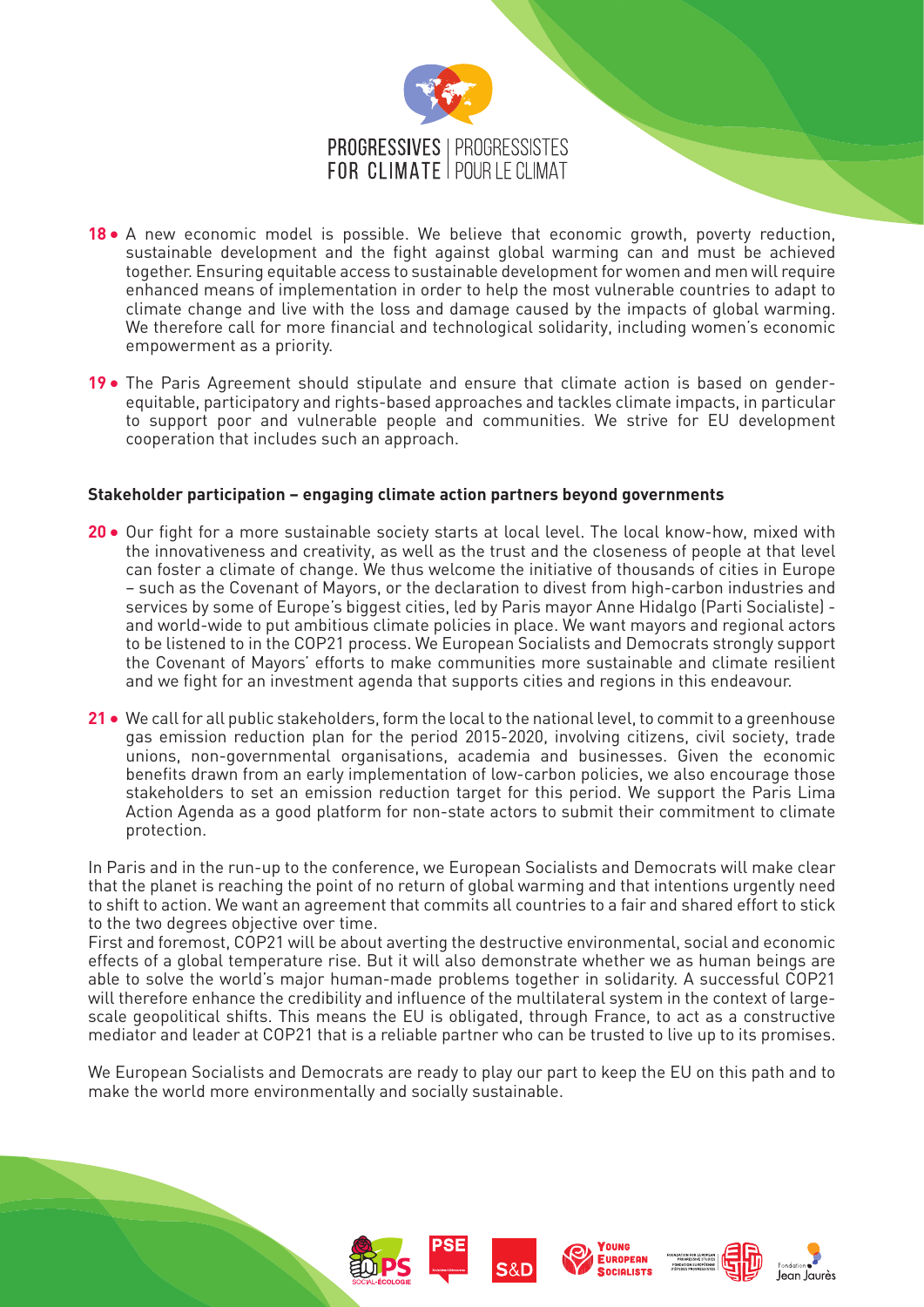**18** • A new economic model is possible. We believe that economic growth, poverty reduction, sustainable development and the fight against global warming can and must be achieved together. Ensuring equitable access to sustainable development for women and men will require enhanced means of implementation in order to help the most vulnerable countries to adapt to climate change and live with the loss and damage caused by the impacts of global warming. We therefore call for more financial and technological solidarity, including women's economic empowerment as a priority.

**19** • The Paris Agreement should stipulate and ensure that climate action is based on gender-equitable, participatory and rights-based approaches and tackles climate impacts, in particular to support poor and vulnerable people and communities. We strive for EU development cooperation that includes such an approach.

**Stakeholder participation – engaging climate action partners beyond governments**

**20** • Our fight for a more sustainable society starts at local level. The local know-how, mixed with the innovativeness and creativity, as well as the trust and the closeness of people at that level can foster a climate of change. We thus welcome the initiative of thousands of cities in Europe – such as the Covenant of Mayors, or the declaration to divest from high-carbon industries and services by some of Europe's biggest cities, led by Paris mayor Anne Hidalgo (Parti Socialiste) - and world-wide to put ambitious climate policies in place. We want mayors and regional actors to be listened to in the COP21 process. We European Socialists and Democrats strongly support the Covenant of Mayors' efforts to make communities more sustainable and climate resilient and we fight for an investment agenda that supports cities and regions in this endeavour.

**21** • We call for all public stakeholders, form the local to the national level, to commit to a greenhouse gas emission reduction plan for the period 2015-2020, involving citizens, civil society, trade unions, non-governmental organisations, academia and businesses. Given the economic benefits drawn from an early implementation of low-carbon policies, we also encourage those stakeholders to set an emission reduction target for this period. We support the Paris Lima Action Agenda as a good platform for non-state actors to submit their commitment to climate protection.

In Paris and in the run-up to the conference, we European Socialists and Democrats will make clear that the planet is reaching the point of no return of global warming and that intentions urgently need to shift to action. We want an agreement that commits all countries to a fair and shared effort to stick to the two degrees objective over time.
First and foremost, COP21 will be about averting the destructive environmental, social and economic effects of a global temperature rise. But it will also demonstrate whether we as human beings are able to solve the world's major human-made problems together in solidarity. A successful COP21 will therefore enhance the credibility and influence of the multilateral system in the context of large-scale geopolitical shifts. This means the EU is obligated, through France, to act as a constructive mediator and leader at COP21 that is a reliable partner who can be trusted to live up to its promises.

We European Socialists and Democrats are ready to play our part to keep the EU on this path and to make the world more environmentally and socially sustainable.